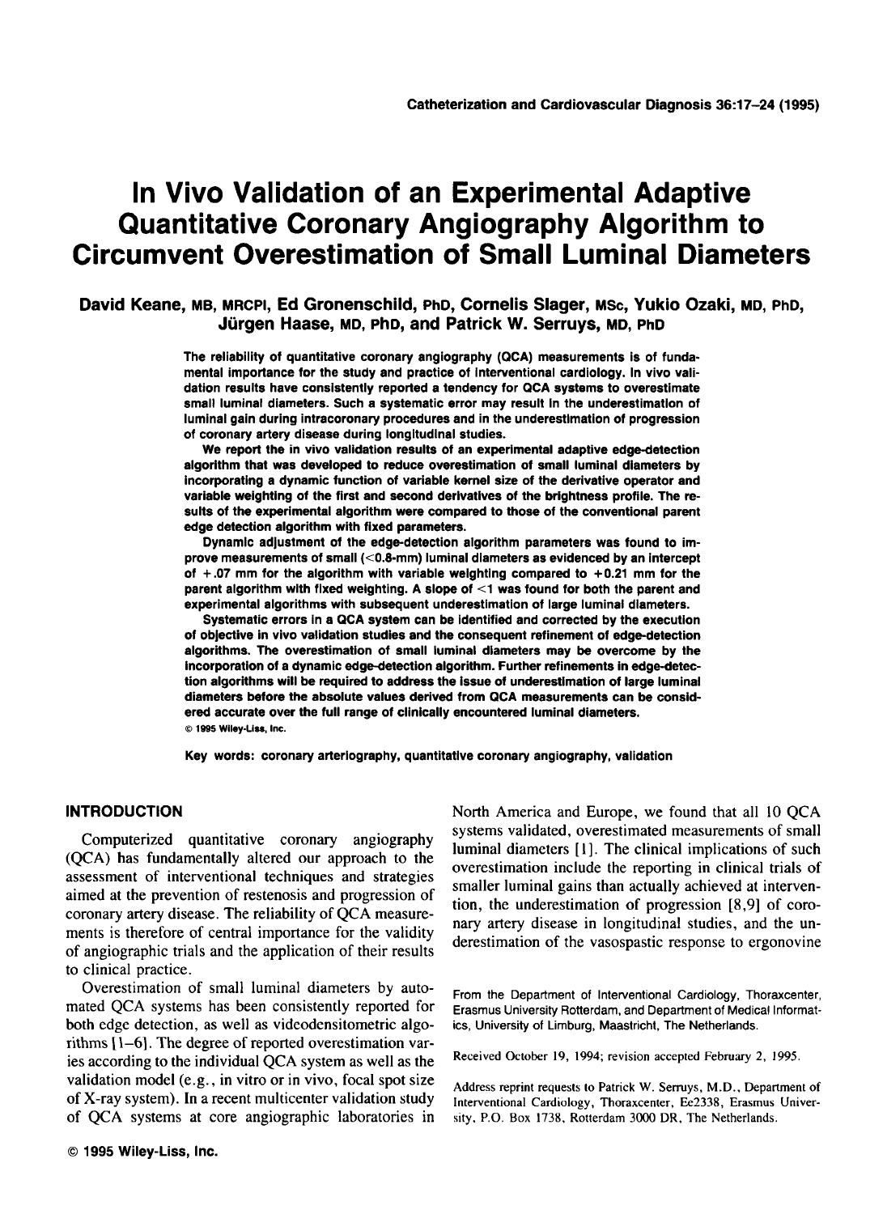# In Vivo Validation of an Experimental Adaptive Quantitative Coronary Angiography Algorithm to Circumvent Overestimation of Small Luminal Diameters

**David Keane, MB, MRCPI, Ed Gronenschild, PhD, Cornelis Slager, MSc, Yukio Ozaki, MD, PhD, Jürgen Haase, MD, PhD, and Patrick W. Serruys, MD, PhD**

**The reliability of quantitative coronary angiography (QCA) measurements is of fundamental importance for the study and practice of interventional cardiology. In vivo validation results have consistently reported a tendency for QCA systems to overestimate small luminal diameters. Such a systematic error may result in the underestimation of luminal gain during intracoronary procedures and in the underestimation of progression of coronary artery disease during longitudinal studies.**

**We report the in vivo validation results of an experimental adaptive edge-detection algorithm that was developed to reduce overestimation of small luminal diameters by incorporating a dynamic function of variable kernel size of the derivative operator and variable weighting of the first and second derivatives of the brightness profile. The results of the experimental algorithm were compared to those of the conventional parent edge detection algorithm with fixed parameters.**

**Dynamic adjustment of the edge-detection algorithm parameters was found to improve measurements of small (<0.8-mm) luminal diameters as evidenced by an intercept of +.07 mm for the algorithm with variable weighting compared to +0.21 mm for the parent algorithm with fixed weighting. A slope of <1 was found for both the parent and experimental algorithms with subsequent underestimation of large luminal diameters.**

**Systematic errors in a QCA system can be identified and corrected by the execution of objective in vivo validation studies and the consequent refinement of edge-detection algorithms. The overestimation of small luminal diameters may be overcome by the incorporation of a dynamic edge-detection algorithm. Further refinements in edge-detection algorithms will be required to address the issue of underestimation of large luminal diameters before the absolute values derived from QCA measurements can be considered accurate over the full range of clinically encountered luminal diameters.**
© 1995 Wiley-Liss, Inc.

**Key words: coronary arteriography, quantitative coronary angiography, validation**

## INTRODUCTION

Computerized quantitative coronary angiography (QCA) has fundamentally altered our approach to the assessment of interventional techniques and strategies aimed at the prevention of restenosis and progression of coronary artery disease. The reliability of QCA measurements is therefore of central importance for the validity of angiographic trials and the application of their results to clinical practice.

Overestimation of small luminal diameters by automated QCA systems has been consistently reported for both edge detection, as well as videodensitometric algorithms [1–6]. The degree of reported overestimation varies according to the individual QCA system as well as the validation model (e.g., in vitro or in vivo, focal spot size of X-ray system). In a recent multicenter validation study of QCA systems at core angiographic laboratories in North America and Europe, we found that all 10 QCA systems validated, overestimated measurements of small luminal diameters [1]. The clinical implications of such overestimation include the reporting in clinical trials of smaller luminal gains than actually achieved at intervention, the underestimation of progression [8,9] of coronary artery disease in longitudinal studies, and the underestimation of the vasospastic response to ergonovine

From the Department of Interventional Cardiology, Thoraxcenter, Erasmus University Rotterdam, and Department of Medical Informatics, University of Limburg, Maastricht, The Netherlands.

Received October 19, 1994; revision accepted February 2, 1995.

Address reprint requests to Patrick W. Serruys, M.D., Department of Interventional Cardiology, Thoraxcenter, Ee2338, Erasmus University, P.O. Box 1738, Rotterdam 3000 DR, The Netherlands.

© 1995 Wiley-Liss, Inc.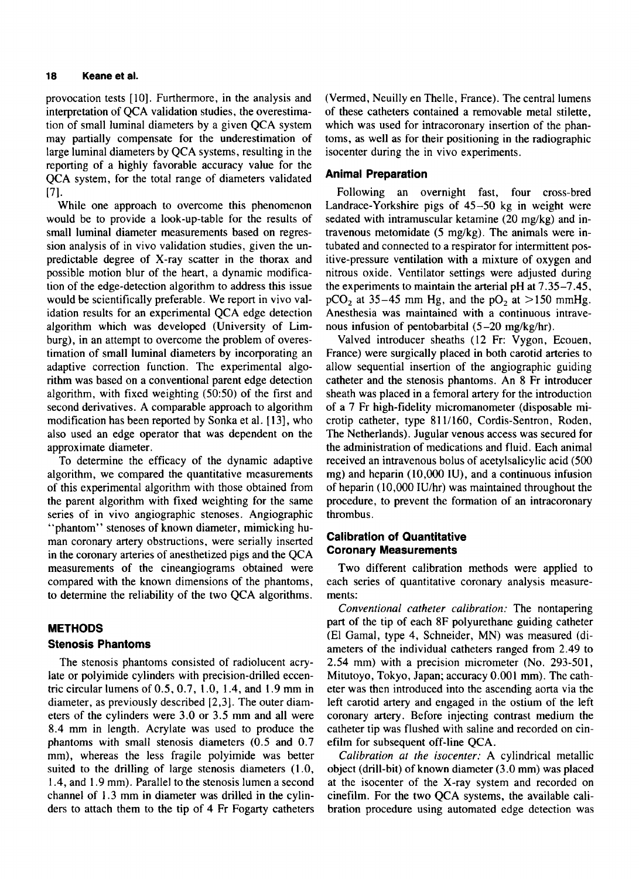provocation tests [10]. Furthermore, in the analysis and interpretation of QCA validation studies, the overestimation of small luminal diameters by a given QCA system may partially compensate for the underestimation of large luminal diameters by QCA systems, resulting in the reporting of a highly favorable accuracy value for the QCA system, for the total range of diameters validated [7].

While one approach to overcome this phenomenon would be to provide a look-up-table for the results of small luminal diameter measurements based on regression analysis of in vivo validation studies, given the unpredictable degree of X-ray scatter in the thorax and possible motion blur of the heart, a dynamic modification of the edge-detection algorithm to address this issue would be scientifically preferable. We report in vivo validation results for an experimental QCA edge detection algorithm which was developed (University of Limburg), in an attempt to overcome the problem of overestimation of small luminal diameters by incorporating an adaptive correction function. The experimental algorithm was based on a conventional parent edge detection algorithm, with fixed weighting (50:50) of the first and second derivatives. A comparable approach to algorithm modification has been reported by Sonka et al. [13], who also used an edge operator that was dependent on the approximate diameter.

To determine the efficacy of the dynamic adaptive algorithm, we compared the quantitative measurements of this experimental algorithm with those obtained from the parent algorithm with fixed weighting for the same series of in vivo angiographic stenoses. Angiographic "phantom" stenoses of known diameter, mimicking human coronary artery obstructions, were serially inserted in the coronary arteries of anesthetized pigs and the QCA measurements of the cineangiograms obtained were compared with the known dimensions of the phantoms, to determine the reliability of the two QCA algorithms.

## METHODS

### Stenosis Phantoms

The stenosis phantoms consisted of radiolucent acrylate or polyimide cylinders with precision-drilled eccentric circular lumens of 0.5, 0.7, 1.0, 1.4, and 1.9 mm in diameter, as previously described [2,3]. The outer diameters of the cylinders were 3.0 or 3.5 mm and all were 8.4 mm in length. Acrylate was used to produce the phantoms with small stenosis diameters (0.5 and 0.7 mm), whereas the less fragile polyimide was better suited to the drilling of large stenosis diameters (1.0, 1.4, and 1.9 mm). Parallel to the stenosis lumen a second channel of 1.3 mm in diameter was drilled in the cylinders to attach them to the tip of 4 Fr Fogarty catheters (Vermed, Neuilly en Thelle, France). The central lumens of these catheters contained a removable metal stilette, which was used for intracoronary insertion of the phantoms, as well as for their positioning in the radiographic isocenter during the in vivo experiments.

### Animal Preparation

Following an overnight fast, four cross-bred Landrace-Yorkshire pigs of 45–50 kg in weight were sedated with intramuscular ketamine (20 mg/kg) and intravenous metomidate (5 mg/kg). The animals were intubated and connected to a respirator for intermittent positive-pressure ventilation with a mixture of oxygen and nitrous oxide. Ventilator settings were adjusted during the experiments to maintain the arterial pH at 7.35–7.45, $pCO_2$ at 35–45 mm Hg, and the $pO_2$ at >150 mmHg. Anesthesia was maintained with a continuous intravenous infusion of pentobarbital (5–20 mg/kg/hr).

Valved introducer sheaths (12 Fr: Vygon, Ecouen, France) were surgically placed in both carotid arteries to allow sequential insertion of the angiographic guiding catheter and the stenosis phantoms. An 8 Fr introducer sheath was placed in a femoral artery for the introduction of a 7 Fr high-fidelity micromanometer (disposable microtip catheter, type 811/160, Cordis-Sentron, Roden, The Netherlands). Jugular venous access was secured for the administration of medications and fluid. Each animal received an intravenous bolus of acetylsalicylic acid (500 mg) and heparin (10,000 IU), and a continuous infusion of heparin (10,000 IU/hr) was maintained throughout the procedure, to prevent the formation of an intracoronary thrombus.

### Calibration of Quantitative Coronary Measurements

Two different calibration methods were applied to each series of quantitative coronary analysis measurements:

*Conventional catheter calibration:* The nontapering part of the tip of each 8F polyurethane guiding catheter (El Gamal, type 4, Schneider, MN) was measured (diameters of the individual catheters ranged from 2.49 to 2.54 mm) with a precision micrometer (No. 293-501, Mitutoyo, Tokyo, Japan; accuracy 0.001 mm). The catheter was then introduced into the ascending aorta via the left carotid artery and engaged in the ostium of the left coronary artery. Before injecting contrast medium the catheter tip was flushed with saline and recorded on cinefilm for subsequent off-line QCA.

*Calibration at the isocenter:* A cylindrical metallic object (drill-bit) of known diameter (3.0 mm) was placed at the isocenter of the X-ray system and recorded on cinefilm. For the two QCA systems, the available calibration procedure using automated edge detection was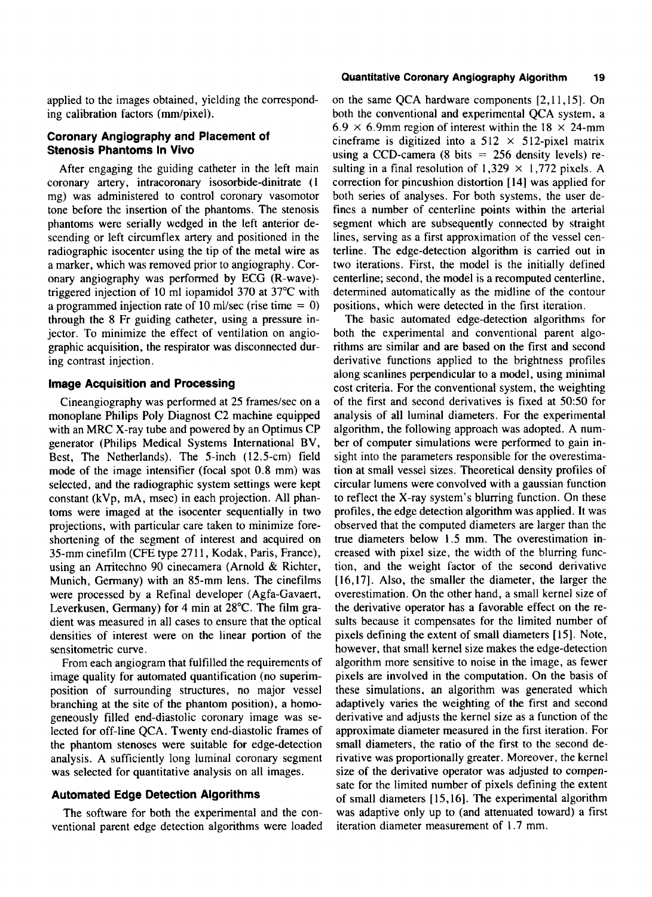applied to the images obtained, yielding the corresponding calibration factors (mm/pixel).

### Coronary Angiography and Placement of Stenosis Phantoms In Vivo

After engaging the guiding catheter in the left main coronary artery, intracoronary isosorbide-dinitrate (1 mg) was administered to control coronary vasomotor tone before the insertion of the phantoms. The stenosis phantoms were serially wedged in the left anterior descending or left circumflex artery and positioned in the radiographic isocenter using the tip of the metal wire as a marker, which was removed prior to angiography. Coronary angiography was performed by ECG (R-wave)-triggered injection of 10 ml iopamidol 370 at 37°C with a programmed injection rate of 10 ml/sec (rise time = 0) through the 8 Fr guiding catheter, using a pressure injector. To minimize the effect of ventilation on angiographic acquisition, the respirator was disconnected during contrast injection.

### Image Acquisition and Processing

Cineangiography was performed at 25 frames/sec on a monoplane Philips Poly Diagnost C2 machine equipped with an MRC X-ray tube and powered by an Optimus CP generator (Philips Medical Systems International BV, Best, The Netherlands). The 5-inch (12.5-cm) field mode of the image intensifier (focal spot 0.8 mm) was selected, and the radiographic system settings were kept constant (kVp, mA, msec) in each projection. All phantoms were imaged at the isocenter sequentially in two projections, with particular care taken to minimize foreshortening of the segment of interest and acquired on 35-mm cinefilm (CFE type 2711, Kodak, Paris, France), using an Arritechno 90 cinecamera (Arnold & Richter, Munich, Germany) with an 85-mm lens. The cinefilms were processed by a Refinal developer (Agfa-Gavaert, Leverkusen, Germany) for 4 min at 28°C. The film gradient was measured in all cases to ensure that the optical densities of interest were on the linear portion of the sensitometric curve.

From each angiogram that fulfilled the requirements of image quality for automated quantification (no superimposition of surrounding structures, no major vessel branching at the site of the phantom position), a homogeneously filled end-diastolic coronary image was selected for off-line QCA. Twenty end-diastolic frames of the phantom stenoses were suitable for edge-detection analysis. A sufficiently long luminal coronary segment was selected for quantitative analysis on all images.

### Automated Edge Detection Algorithms

The software for both the experimental and the conventional parent edge detection algorithms were loaded on the same QCA hardware components [2,11,15]. On both the conventional and experimental QCA system, a 6.9 × 6.9mm region of interest within the 18 × 24-mm cineframe is digitized into a 512 × 512-pixel matrix using a CCD-camera (8 bits = 256 density levels) resulting in a final resolution of 1,329 × 1,772 pixels. A correction for pincushion distortion [14] was applied for both series of analyses. For both systems, the user defines a number of centerline points within the arterial segment which are subsequently connected by straight lines, serving as a first approximation of the vessel centerline. The edge-detection algorithm is carried out in two iterations. First, the model is the initially defined centerline; second, the model is a recomputed centerline, determined automatically as the midline of the contour positions, which were detected in the first iteration.

The basic automated edge-detection algorithms for both the experimental and conventional parent algorithms are similar and are based on the first and second derivative functions applied to the brightness profiles along scanlines perpendicular to a model, using minimal cost criteria. For the conventional system, the weighting of the first and second derivatives is fixed at 50:50 for analysis of all luminal diameters. For the experimental algorithm, the following approach was adopted. A number of computer simulations were performed to gain insight into the parameters responsible for the overestimation at small vessel sizes. Theoretical density profiles of circular lumens were convolved with a gaussian function to reflect the X-ray system's blurring function. On these profiles, the edge detection algorithm was applied. It was observed that the computed diameters are larger than the true diameters below 1.5 mm. The overestimation increased with pixel size, the width of the blurring function, and the weight factor of the second derivative [16,17]. Also, the smaller the diameter, the larger the overestimation. On the other hand, a small kernel size of the derivative operator has a favorable effect on the results because it compensates for the limited number of pixels defining the extent of small diameters [15]. Note, however, that small kernel size makes the edge-detection algorithm more sensitive to noise in the image, as fewer pixels are involved in the computation. On the basis of these simulations, an algorithm was generated which adaptively varies the weighting of the first and second derivative and adjusts the kernel size as a function of the approximate diameter measured in the first iteration. For small diameters, the ratio of the first to the second derivative was proportionally greater. Moreover, the kernel size of the derivative operator was adjusted to compensate for the limited number of pixels defining the extent of small diameters [15,16]. The experimental algorithm was adaptive only up to (and attenuated toward) a first iteration diameter measurement of 1.7 mm.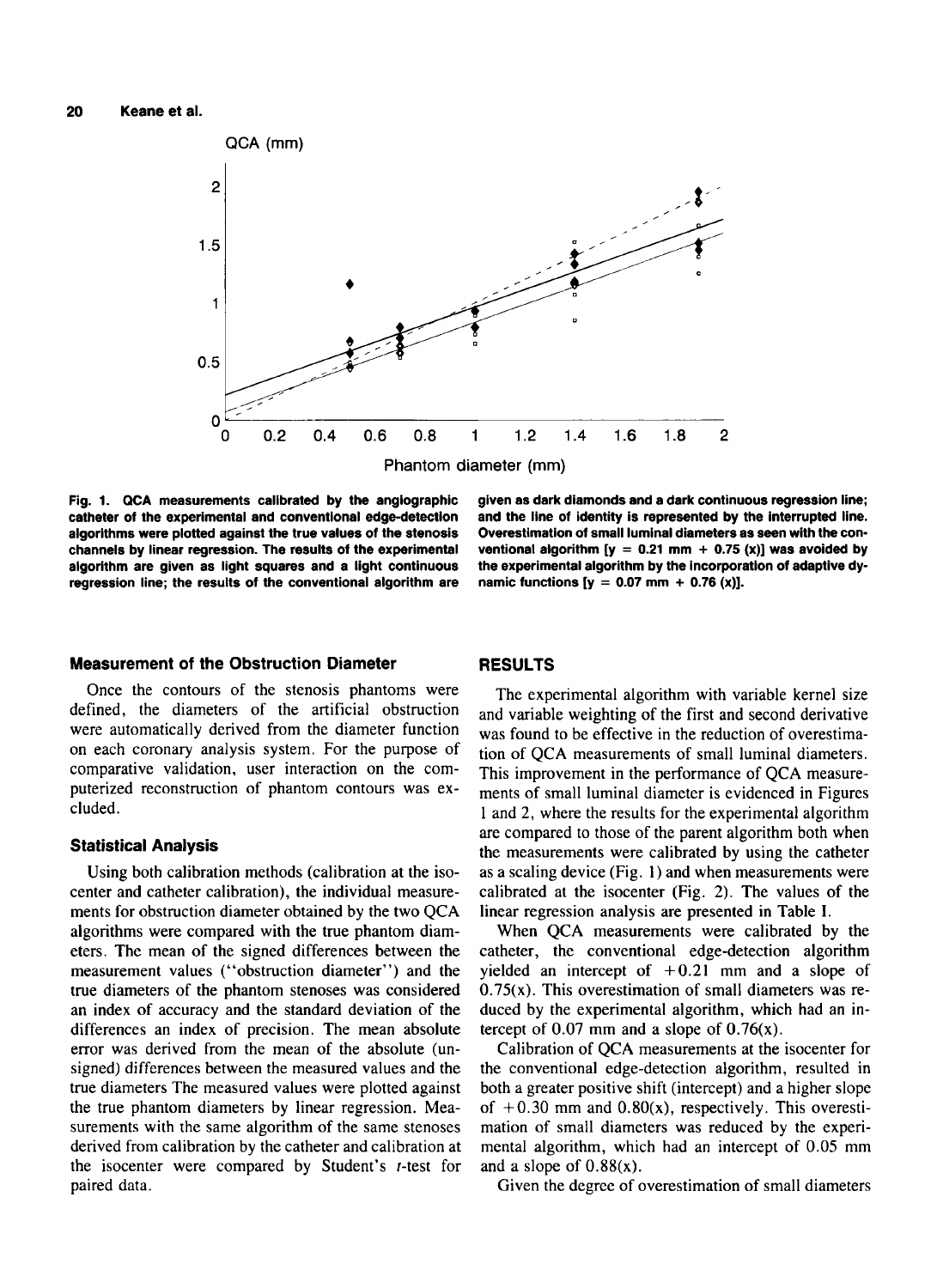Fig. 1. QCA measurements calibrated by the angiographic catheter of the experimental and conventional edge-detection algorithms were plotted against the true values of the stenosis channels by linear regression. The results of the experimental algorithm are given as light squares and a light continuous regression line; the results of the conventional algorithm are given as dark diamonds and a dark continuous regression line; and the line of identity is represented by the interrupted line. Overestimation of small luminal diameters as seen with the conventional algorithm [y = 0.21 mm + 0.75 (x)] was avoided by the experimental algorithm by the incorporation of adaptive dynamic functions [y = 0.07 mm + 0.76 (x)].

### Measurement of the Obstruction Diameter

Once the contours of the stenosis phantoms were defined, the diameters of the artificial obstruction were automatically derived from the diameter function on each coronary analysis system. For the purpose of comparative validation, user interaction on the computerized reconstruction of phantom contours was excluded.

### Statistical Analysis

Using both calibration methods (calibration at the isocenter and catheter calibration), the individual measurements for obstruction diameter obtained by the two QCA algorithms were compared with the true phantom diameters. The mean of the signed differences between the measurement values ("obstruction diameter") and the true diameters of the phantom stenoses was considered an index of accuracy and the standard deviation of the differences an index of precision. The mean absolute error was derived from the mean of the absolute (unsigned) differences between the measured values and the true diameters The measured values were plotted against the true phantom diameters by linear regression. Measurements with the same algorithm of the same stenoses derived from calibration by the catheter and calibration at the isocenter were compared by Student's $t$-test for paired data.

## RESULTS

The experimental algorithm with variable kernel size and variable weighting of the first and second derivative was found to be effective in the reduction of overestimation of QCA measurements of small luminal diameters. This improvement in the performance of QCA measurements of small luminal diameter is evidenced in Figures 1 and 2, where the results for the experimental algorithm are compared to those of the parent algorithm both when the measurements were calibrated by using the catheter as a scaling device (Fig. 1) and when measurements were calibrated at the isocenter (Fig. 2). The values of the linear regression analysis are presented in Table I.

When QCA measurements were calibrated by the catheter, the conventional edge-detection algorithm yielded an intercept of +0.21 mm and a slope of 0.75(x). Overestimation of small diameters was reduced by the experimental algorithm, which had an intercept of 0.07 mm and a slope of 0.76(x).

Calibration of QCA measurements at the isocenter for the conventional edge-detection algorithm, resulted in both a greater positive shift (intercept) and a higher slope of +0.30 mm and 0.80(x), respectively. This overestimation of small diameters was reduced by the experimental algorithm, which had an intercept of 0.05 mm and a slope of 0.88(x).

Given the degree of overestimation of small diameters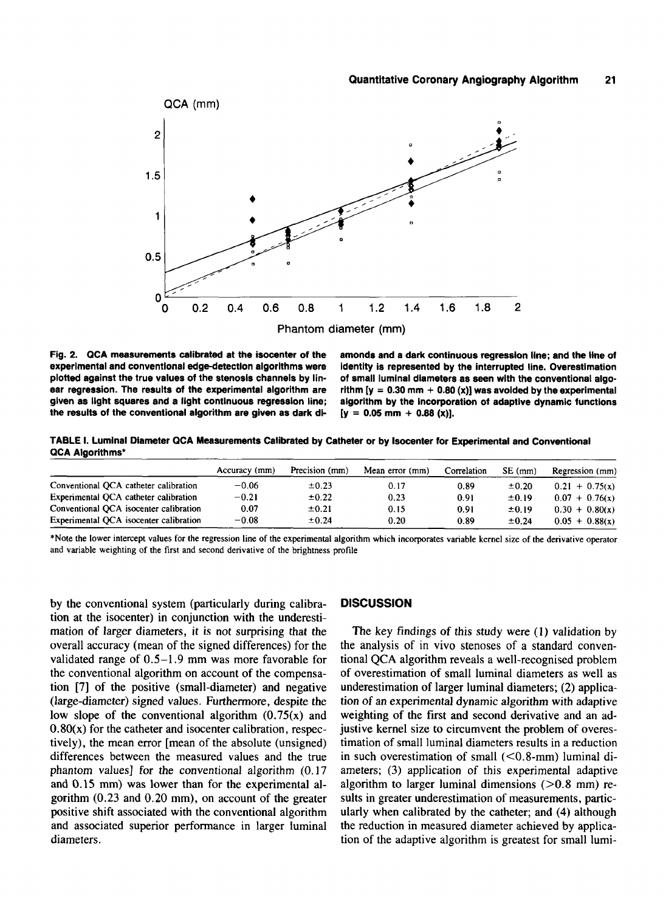Fig. 2. QCA measurements calibrated at the isocenter of the experimental and conventional edge-detection algorithms were plotted against the true values of the stenosis channels by linear regression. The results of the experimental algorithm are given as light squares and a light continuous regression line; the results of the conventional algorithm are given as dark diamonds and a dark continuous regression line; and the line of identity is represented by the interrupted line. Overestimation of small luminal diameters as seen with the conventional algorithm [y = 0.30 mm + 0.80 (x)] was avoided by the experimental algorithm by the incorporation of adaptive dynamic functions [y = 0.05 mm + 0.88 (x)].

**TABLE I. Luminal Diameter QCA Measurements Calibrated by Catheter or by Isocenter for Experimental and Conventional QCA Algorithms***

| | Accuracy (mm) | Precision (mm) | Mean error (mm) | Correlation | SE (mm) | Regression (mm) |
|---|---|---|---|---|---|---|
| Conventional QCA catheter calibration | −0.06 | ±0.23 | 0.17 | 0.89 | ±0.20 | 0.21 + 0.75(x) |
| Experimental QCA catheter calibration | −0.21 | ±0.22 | 0.23 | 0.91 | ±0.19 | 0.07 + 0.76(x) |
| Conventional QCA isocenter calibration | 0.07 | ±0.21 | 0.15 | 0.91 | ±0.19 | 0.30 + 0.80(x) |
| Experimental QCA isocenter calibration | −0.08 | ±0.24 | 0.20 | 0.89 | ±0.24 | 0.05 + 0.88(x) |

*Note the lower intercept values for the regression line of the experimental algorithm which incorporates variable kernel size of the derivative operator and variable weighting of the first and second derivative of the brightness profile

by the conventional system (particularly during calibration at the isocenter) in conjunction with the underestimation of larger diameters, it is not surprising that the overall accuracy (mean of the signed differences) for the validated range of 0.5–1.9 mm was more favorable for the conventional algorithm on account of the compensation [7] of the positive (small-diameter) and negative (large-diameter) signed values. Furthermore, despite the low slope of the conventional algorithm (0.75(x) and 0.80(x) for the catheter and isocenter calibration, respectively), the mean error [mean of the absolute (unsigned) differences between the measured values and the true phantom values] for the conventional algorithm (0.17 and 0.15 mm) was lower than for the experimental algorithm (0.23 and 0.20 mm), on account of the greater positive shift associated with the conventional algorithm and associated superior performance in larger luminal diameters.

## DISCUSSION

The key findings of this study were (1) validation by the analysis of in vivo stenoses of a standard conventional QCA algorithm reveals a well-recognised problem of overestimation of small luminal diameters as well as underestimation of larger luminal diameters; (2) application of an experimental dynamic algorithm with adaptive weighting of the first and second derivative and an adjustive kernel size to circumvent the problem of overestimation of small luminal diameters results in a reduction in such overestimation of small (<0.8-mm) luminal diameters; (3) application of this experimental adaptive algorithm to larger luminal dimensions (>0.8 mm) results in greater underestimation of measurements, particularly when calibrated by the catheter; and (4) although the reduction in measured diameter achieved by application of the adaptive algorithm is greatest for small lumi-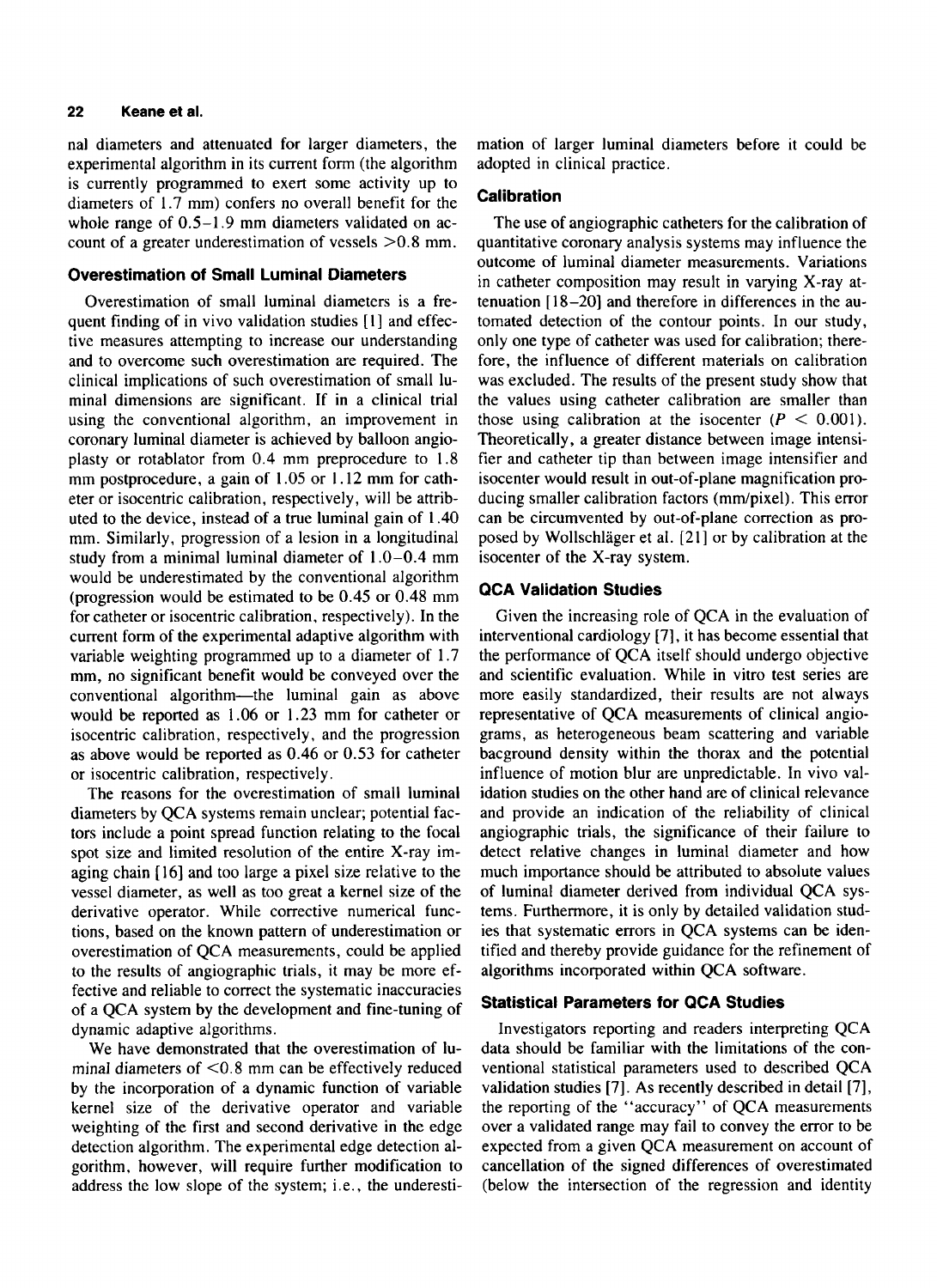nal diameters and attenuated for larger diameters, the experimental algorithm in its current form (the algorithm is currently programmed to exert some activity up to diameters of 1.7 mm) confers no overall benefit for the whole range of 0.5–1.9 mm diameters validated on account of a greater underestimation of vessels >0.8 mm.

### Overestimation of Small Luminal Diameters

Overestimation of small luminal diameters is a frequent finding of in vivo validation studies [1] and effective measures attempting to increase our understanding and to overcome such overestimation are required. The clinical implications of such overestimation of small luminal dimensions are significant. If in a clinical trial using the conventional algorithm, an improvement in coronary luminal diameter is achieved by balloon angioplasty or rotablator from 0.4 mm preprocedure to 1.8 mm postprocedure, a gain of 1.05 or 1.12 mm for catheter or isocentric calibration, respectively, will be attributed to the device, instead of a true luminal gain of 1.40 mm. Similarly, progression of a lesion in a longitudinal study from a minimal luminal diameter of 1.0–0.4 mm would be underestimated by the conventional algorithm (progression would be estimated to be 0.45 or 0.48 mm for catheter or isocentric calibration, respectively). In the current form of the experimental adaptive algorithm with variable weighting programmed up to a diameter of 1.7 mm, no significant benefit would be conveyed over the conventional algorithm—the luminal gain as above would be reported as 1.06 or 1.23 mm for catheter or isocentric calibration, respectively, and the progression as above would be reported as 0.46 or 0.53 for catheter or isocentric calibration, respectively.

The reasons for the overestimation of small luminal diameters by QCA systems remain unclear; potential factors include a point spread function relating to the focal spot size and limited resolution of the entire X-ray imaging chain [16] and too large a pixel size relative to the vessel diameter, as well as too great a kernel size of the derivative operator. While corrective numerical functions, based on the known pattern of underestimation or overestimation of QCA measurements, could be applied to the results of angiographic trials, it may be more effective and reliable to correct the systematic inaccuracies of a QCA system by the development and fine-tuning of dynamic adaptive algorithms.

We have demonstrated that the overestimation of luminal diameters of <0.8 mm can be effectively reduced by the incorporation of a dynamic function of variable kernel size of the derivative operator and variable weighting of the first and second derivative in the edge detection algorithm. The experimental edge detection algorithm, however, will require further modification to address the low slope of the system; i.e., the underestimation of larger luminal diameters before it could be adopted in clinical practice.

### Calibration

The use of angiographic catheters for the calibration of quantitative coronary analysis systems may influence the outcome of luminal diameter measurements. Variations in catheter composition may result in varying X-ray attenuation [18–20] and therefore in differences in the automated detection of the contour points. In our study, only one type of catheter was used for calibration; therefore, the influence of different materials on calibration was excluded. The results of the present study show that the values using catheter calibration are smaller than those using calibration at the isocenter ($P < 0.001$). Theoretically, a greater distance between image intensifier and catheter tip than between image intensifier and isocenter would result in out-of-plane magnification producing smaller calibration factors (mm/pixel). This error can be circumvented by out-of-plane correction as proposed by Wollschläger et al. [21] or by calibration at the isocenter of the X-ray system.

### QCA Validation Studies

Given the increasing role of QCA in the evaluation of interventional cardiology [7], it has become essential that the performance of QCA itself should undergo objective and scientific evaluation. While in vitro test series are more easily standardized, their results are not always representative of QCA measurements of clinical angiograms, as heterogeneous beam scattering and variable bacground density within the thorax and the potential influence of motion blur are unpredictable. In vivo validation studies on the other hand are of clinical relevance and provide an indication of the reliability of clinical angiographic trials, the significance of their failure to detect relative changes in luminal diameter and how much importance should be attributed to absolute values of luminal diameter derived from individual QCA systems. Furthermore, it is only by detailed validation studies that systematic errors in QCA systems can be identified and thereby provide guidance for the refinement of algorithms incorporated within QCA software.

### Statistical Parameters for QCA Studies

Investigators reporting and readers interpreting QCA data should be familiar with the limitations of the conventional statistical parameters used to described QCA validation studies [7]. As recently described in detail [7], the reporting of the "accuracy" of QCA measurements over a validated range may fail to convey the error to be expected from a given QCA measurement on account of cancellation of the signed differences of overestimated (below the intersection of the regression and identity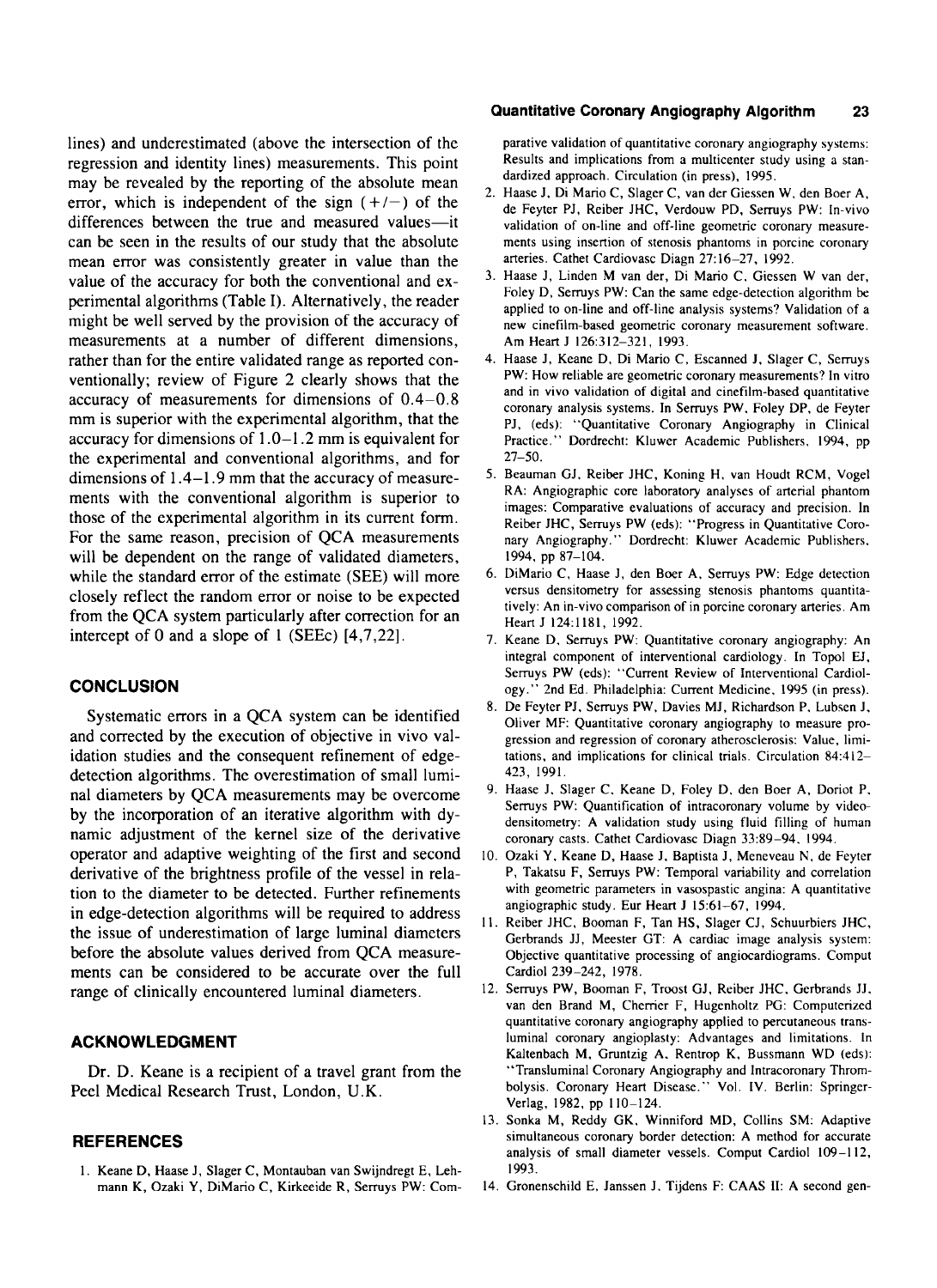lines) and underestimated (above the intersection of the regression and identity lines) measurements. This point may be revealed by the reporting of the absolute mean error, which is independent of the sign (+/−) of the differences between the true and measured values—it can be seen in the results of our study that the absolute mean error was consistently greater in value than the value of the accuracy for both the conventional and experimental algorithms (Table I). Alternatively, the reader might be well served by the provision of the accuracy of measurements at a number of different dimensions, rather than for the entire validated range as reported conventionally; review of Figure 2 clearly shows that the accuracy of measurements for dimensions of 0.4–0.8 mm is superior with the experimental algorithm, that the accuracy for dimensions of 1.0–1.2 mm is equivalent for the experimental and conventional algorithms, and for dimensions of 1.4–1.9 mm that the accuracy of measurements with the conventional algorithm is superior to those of the experimental algorithm in its current form. For the same reason, precision of QCA measurements will be dependent on the range of validated diameters, while the standard error of the estimate (SEE) will more closely reflect the random error or noise to be expected from the QCA system particularly after correction for an intercept of 0 and a slope of 1 (SEEc) [4,7,22].

## CONCLUSION

Systematic errors in a QCA system can be identified and corrected by the execution of objective in vivo validation studies and the consequent refinement of edge-detection algorithms. The overestimation of small luminal diameters by QCA measurements may be overcome by the incorporation of an iterative algorithm with dynamic adjustment of the kernel size of the derivative operator and adaptive weighting of the first and second derivative of the brightness profile of the vessel in relation to the diameter to be detected. Further refinements in edge-detection algorithms will be required to address the issue of underestimation of large luminal diameters before the absolute values derived from QCA measurements can be considered to be accurate over the full range of clinically encountered luminal diameters.

## ACKNOWLEDGMENT

Dr. D. Keane is a recipient of a travel grant from the Peel Medical Research Trust, London, U.K.

## REFERENCES

1. Keane D, Haase J, Slager C, Montauban van Swijndregt E, Lehmann K, Ozaki Y, DiMario C, Kirkeeide R, Serruys PW: Comparative validation of quantitative coronary angiography systems: Results and implications from a multicenter study using a standardized approach. Circulation (in press), 1995.
2. Haase J, Di Mario C, Slager C, van der Giessen W, den Boer A, de Feyter PJ, Reiber JHC, Verdouw PD, Serruys PW: In-vivo validation of on-line and off-line geometric coronary measurements using insertion of stenosis phantoms in porcine coronary arteries. Cathet Cardiovasc Diagn 27:16–27, 1992.
3. Haase J, Linden M van der, Di Mario C, Giessen W van der, Foley D, Serruys PW: Can the same edge-detection algorithm be applied to on-line and off-line analysis systems? Validation of a new cinefilm-based geometric coronary measurement software. Am Heart J 126:312–321, 1993.
4. Haase J, Keane D, Di Mario C, Escanned J, Slager C, Serruys PW: How reliable are geometric coronary measurements? In vitro and in vivo validation of digital and cinefilm-based quantitative coronary analysis systems. In Serruys PW, Foley DP, de Feyter PJ, (eds): "Quantitative Coronary Angiography in Clinical Practice." Dordrecht: Kluwer Academic Publishers, 1994, pp 27–50.
5. Beauman GJ, Reiber JHC, Koning H, van Houdt RCM, Vogel RA: Angiographic core laboratory analyses of arterial phantom images: Comparative evaluations of accuracy and precision. In Reiber JHC, Serruys PW (eds): "Progress in Quantitative Coronary Angiography." Dordrecht: Kluwer Academic Publishers, 1994, pp 87–104.
6. DiMario C, Haase J, den Boer A, Serruys PW: Edge detection versus densitometry for assessing stenosis phantoms quantitatively: An in-vivo comparison of in porcine coronary arteries. Am Heart J 124:1181, 1992.
7. Keane D, Serruys PW: Quantitative coronary angiography: An integral component of interventional cardiology. In Topol EJ, Serruys PW (eds): "Current Review of Interventional Cardiology." 2nd Ed. Philadelphia: Current Medicine, 1995 (in press).
8. De Feyter PJ, Serruys PW, Davies MJ, Richardson P, Lubsen J, Oliver MF: Quantitative coronary angiography to measure progression and regression of coronary atherosclerosis: Value, limitations, and implications for clinical trials. Circulation 84:412–423, 1991.
9. Haase J, Slager C, Keane D, Foley D, den Boer A, Doriot P, Serruys PW: Quantification of intracoronary volume by videodensitometry: A validation study using fluid filling of human coronary casts. Cathet Cardiovasc Diagn 33:89–94, 1994.
10. Ozaki Y, Keane D, Haase J, Baptista J, Meneveau N, de Feyter P, Takatsu F, Serruys PW: Temporal variability and correlation with geometric parameters in vasospastic angina: A quantitative angiographic study. Eur Heart J 15:61–67, 1994.
11. Reiber JHC, Booman F, Tan HS, Slager CJ, Schuurbiers JHC, Gerbrands JJ, Meester GT: A cardiac image analysis system: Objective quantitative processing of angiocardiograms. Comput Cardiol 239–242, 1978.
12. Serruys PW, Booman F, Troost GJ, Reiber JHC, Gerbrands JJ, van den Brand M, Cherrier F, Hugenholtz PG: Computerized quantitative coronary angiography applied to percutaneous transluminal coronary angioplasty: Advantages and limitations. In Kaltenbach M, Gruntzig A, Rentrop K, Bussmann WD (eds): "Transluminal Coronary Angiography and Intracoronary Thrombolysis. Coronary Heart Disease." Vol. IV. Berlin: Springer-Verlag, 1982, pp 110–124.
13. Sonka M, Reddy GK, Winniford MD, Collins SM: Adaptive simultaneous coronary border detection: A method for accurate analysis of small diameter vessels. Comput Cardiol 109–112, 1993.
14. Gronenschild E, Janssen J, Tijdens F: CAAS II: A second gen-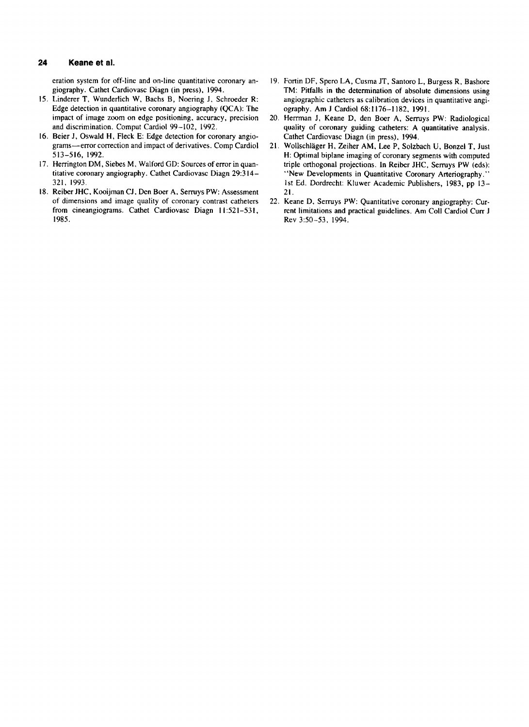eration system for off-line and on-line quantitative coronary angiography. Cathet Cardiovasc Diagn (in press), 1994.

15. Linderer T, Wunderlich W, Bachs B, Noering J, Schroeder R: Edge detection in quantitative coronary angiography (QCA): The impact of image zoom on edge positioning, accuracy, precision and discrimination. Comput Cardiol 99–102, 1992.
16. Beier J, Oswald H, Fleck E: Edge detection for coronary angiograms—error correction and impact of derivatives. Comp Cardiol 513–516, 1992.
17. Herrington DM, Siebes M, Walford GD: Sources of error in quantitative coronary angiography. Cathet Cardiovasc Diagn 29:314–321, 1993.
18. Reiber JHC, Kooijman CJ, Den Boer A, Serruys PW: Assessment of dimensions and image quality of coronary contrast catheters from cineangiograms. Cathet Cardiovasc Diagn 11:521–531, 1985.
19. Fortin DF, Spero LA, Cusma JT, Santoro L, Burgess R, Bashore TM: Pitfalls in the determination of absolute dimensions using angiographic catheters as calibration devices in quantitative angiography. Am J Cardiol 68:1176–1182, 1991.
20. Herrman J, Keane D, den Boer A, Serruys PW: Radiological quality of coronary guiding catheters: A quantitative analysis. Cathet Cardiovasc Diagn (in press), 1994.
21. Wollschläger H, Zeiher AM, Lee P, Solzbach U, Bonzel T, Just H: Optimal biplane imaging of coronary segments with computed triple orthogonal projections. In Reiber JHC, Serruys PW (eds): "New Developments in Quantitative Coronary Arteriography." 1st Ed. Dordrecht: Kluwer Academic Publishers, 1983, pp 13–21.
22. Keane D, Serruys PW: Quantitative coronary angiography: Current limitations and practical guidelines. Am Coll Cardiol Curr J Rev 3:50–53, 1994.